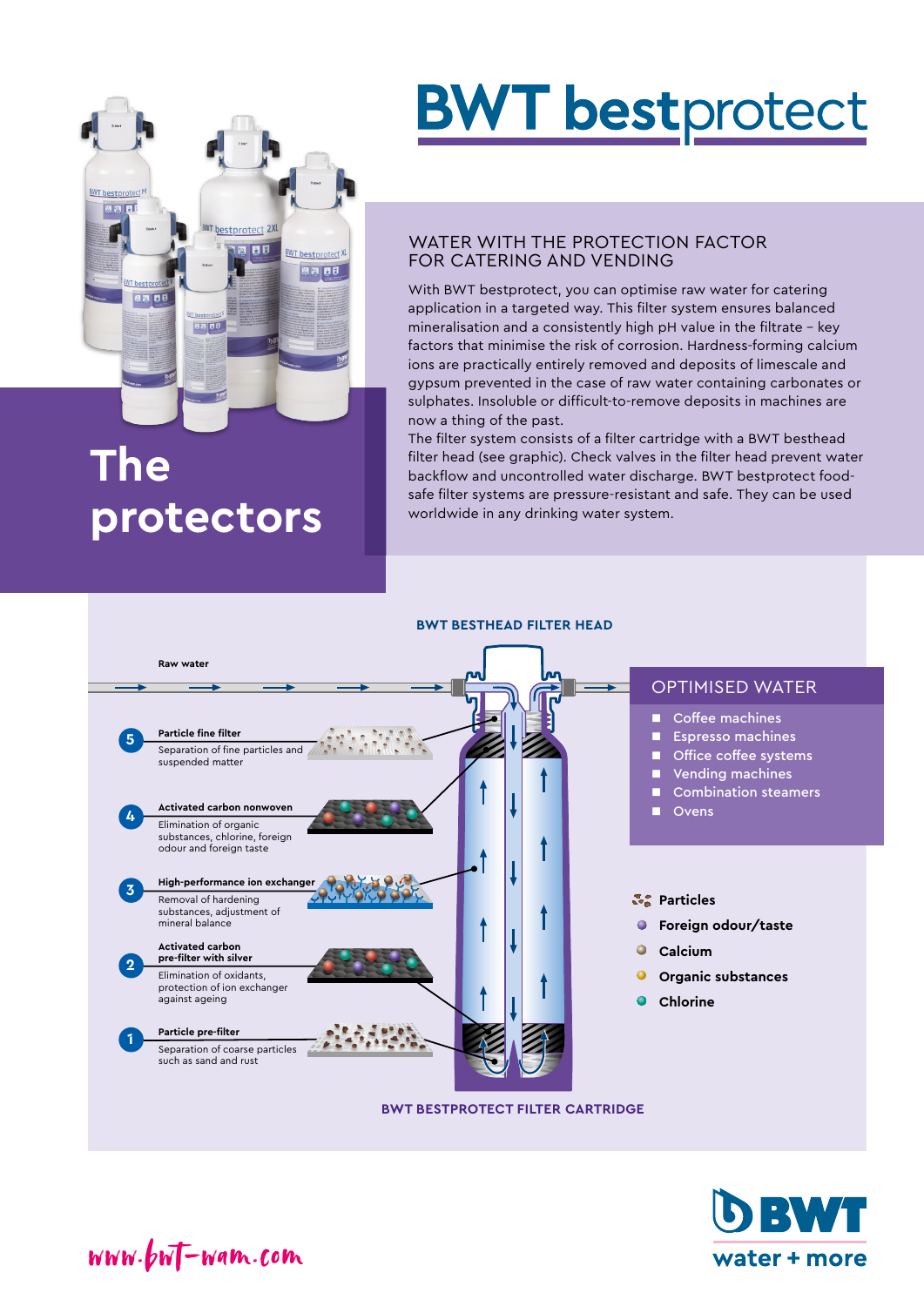# BWT bestprotect

## The protectors

### WATER WITH THE PROTECTION FACTOR FOR CATERING AND VENDING

With BWT bestprotect, you can optimise raw water for catering application in a targeted way. This filter system ensures balanced mineralisation and a consistently high pH value in the filtrate – key factors that minimise the risk of corrosion. Hardness-forming calcium ions are practically entirely removed and deposits of limescale and gypsum prevented in the case of raw water containing carbonates or sulphates. Insoluble or difficult-to-remove deposits in machines are now a thing of the past.

The filter system consists of a filter cartridge with a BWT besthead filter head (see graphic). Check valves in the filter head prevent water backflow and uncontrolled water discharge. BWT bestprotect food-safe filter systems are pressure-resistant and safe. They can be used worldwide in any drinking water system.

**BWT BESTHEAD FILTER HEAD**

Raw water

**5 Particle fine filter**
Separation of fine particles and suspended matter

**4 Activated carbon nonwoven**
Elimination of organic substances, chlorine, foreign odour and foreign taste

**3 High-performance ion exchanger**
Removal of hardening substances, adjustment of mineral balance

**2 Activated carbon pre-filter with silver**
Elimination of oxidants, protection of ion exchanger against ageing

**1 Particle pre-filter**
Separation of coarse particles such as sand and rust

**BWT BESTPROTECT FILTER CARTRIDGE**

### OPTIMISED WATER

- Coffee machines
- Espresso machines
- Office coffee systems
- Vending machines
- Combination steamers
- Ovens

- **Particles**
- **Foreign odour/taste**
- **Calcium**
- **Organic substances**
- **Chlorine**

www.bwt-wam.com

BWT water + more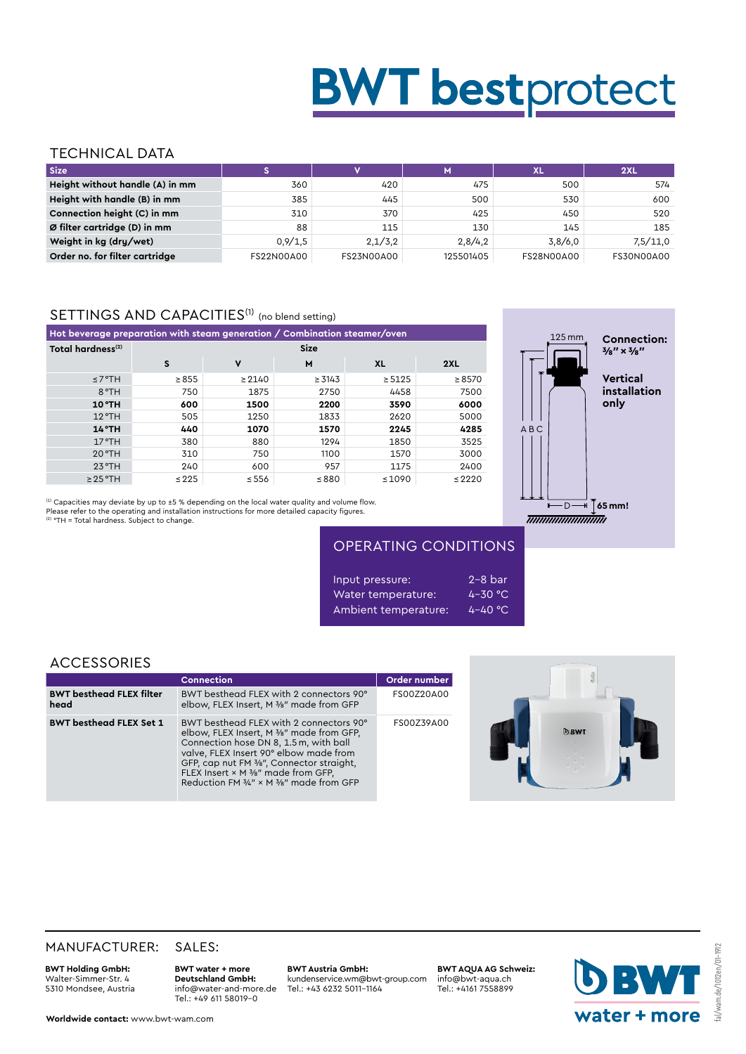# BWT bestprotect

## TECHNICAL DATA

| Size | S | V | M | XL | 2XL |
|---|---|---|---|---|---|
| Height without handle (A) in mm | 360 | 420 | 475 | 500 | 574 |
| Height with handle (B) in mm | 385 | 445 | 500 | 530 | 600 |
| Connection height (C) in mm | 310 | 370 | 425 | 450 | 520 |
| Ø filter cartridge (D) in mm | 88 | 115 | 130 | 145 | 185 |
| Weight in kg (dry/wet) | 0,9/1,5 | 2,1/3,2 | 2,8/4,2 | 3,8/6,0 | 7,5/11,0 |
| Order no. for filter cartridge | FS22N00A00 | FS23N00A00 | 125501405 | FS28N00A00 | FS30N00A00 |

## SETTINGS AND CAPACITIES[1] (no blend setting)

| Hot beverage preparation with steam generation / Combination steamer/oven | | | | | |
|---|---|---|---|---|---|
| Total hardness[2] | Size | | | | |
| | S | V | M | XL | 2XL |
| ≤ 7 °TH | ≥ 855 | ≥ 2140 | ≥ 3143 | ≥ 5125 | ≥ 8570 |
| 8 °TH | 750 | 1875 | 2750 | 4458 | 7500 |
| **10 °TH** | **600** | **1500** | **2200** | **3590** | **6000** |
| 12 °TH | 505 | 1250 | 1833 | 2620 | 5000 |
| **14 °TH** | **440** | **1070** | **1570** | **2245** | **4285** |
| 17 °TH | 380 | 880 | 1294 | 1850 | 3525 |
| 20 °TH | 310 | 750 | 1100 | 1570 | 3000 |
| 23 °TH | 240 | 600 | 957 | 1175 | 2400 |
| ≥ 25 °TH | ≤ 225 | ≤ 556 | ≤ 880 | ≤ 1090 | ≤ 2220 |

[1] Capacities may deviate by up to ±5 % depending on the local water quality and volume flow. Please refer to the operating and installation instructions for more detailed capacity figures.
[2] °TH = Total hardness. Subject to change.

125 mm

**Connection: ⅜" × ⅜"**

**Vertical installation only**

A B C

D

**65 mm!**

## OPERATING CONDITIONS

Input pressure: 2–8 bar
Water temperature: 4–30 °C
Ambient temperature: 4–40 °C

## ACCESSORIES

| | Connection | Order number |
|---|---|---|
| **BWT besthead FLEX filter head** | BWT besthead FLEX with 2 connectors 90° elbow, FLEX Insert, M ⅜" made from GFP | FS00Z20A00 |
| **BWT besthead FLEX Set 1** | BWT besthead FLEX with 2 connectors 90° elbow, FLEX Insert, M ⅜" made from GFP, Connection hose DN 8, 1.5 m, with ball valve, FLEX Insert 90° elbow made from GFP, cap nut FM ⅜", Connector straight, FLEX Insert × M ⅜" made from GFP, Reduction FM ¾" × M ⅜" made from GFP | FS00Z39A00 |

## MANUFACTURER:

**BWT Holding GmbH:**
Walter-Simmer-Str. 4
5310 Mondsee, Austria

## SALES:

**BWT water + more Deutschland GmbH:**
info@water-and-more.de
Tel.: +49 611 58019-0

**BWT Austria GmbH:**
kundenservice.wm@bwt-group.com
Tel.: +43 6232 5011-1164

**BWT AQUA AG Schweiz:**
info@bwt-aqua.ch
Tel.: +4161 7558899

**Worldwide contact:** www.bwt-wam.com

BWT water + more

fa/wam.de/1012en/01-1912